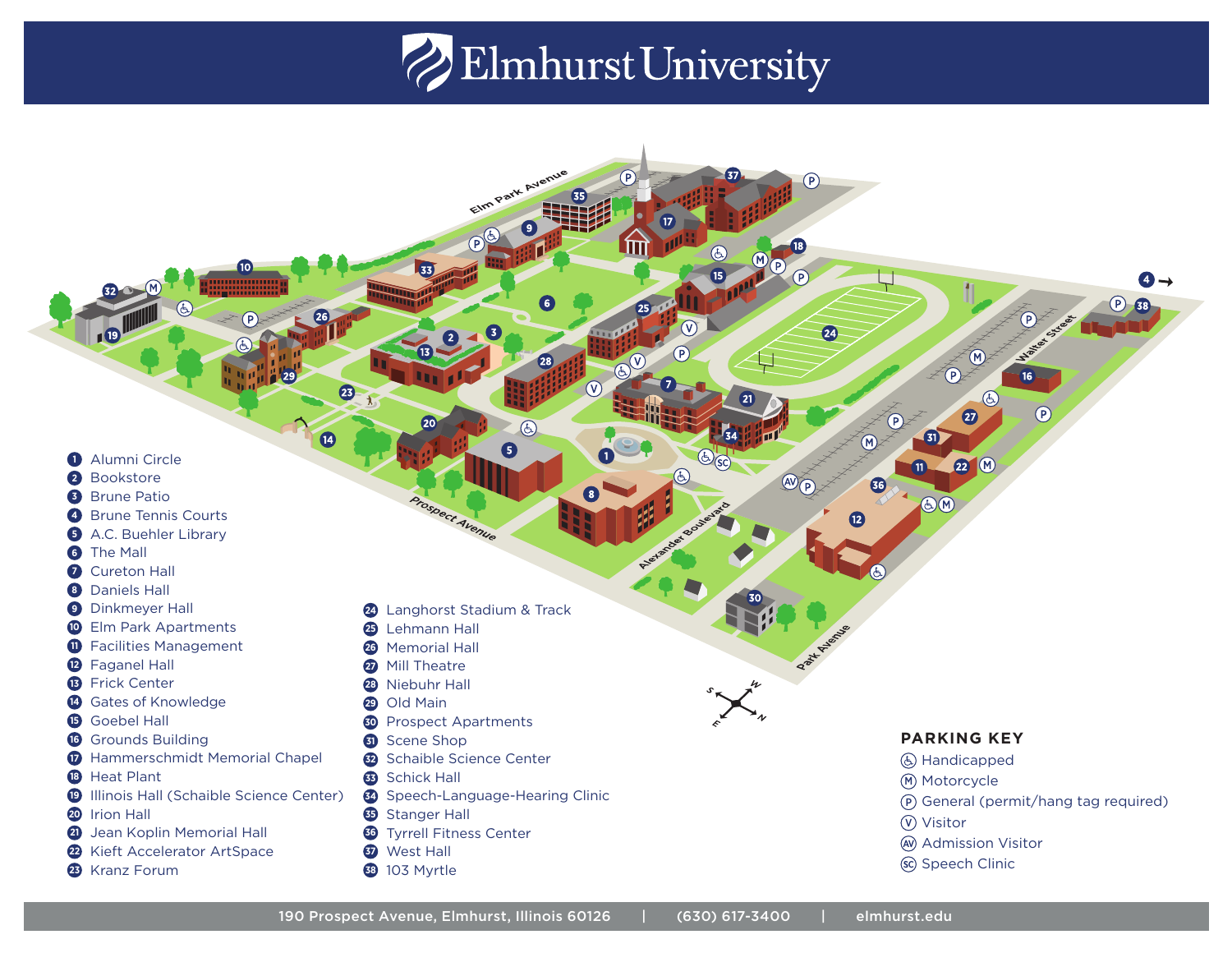# Elmhurst University

1. Alumni Circle
2. Bookstore
3. Brune Patio
4. Brune Tennis Courts
5. A.C. Buehler Library
6. The Mall
7. Cureton Hall
8. Daniels Hall
9. Dinkmeyer Hall
10. Elm Park Apartments
11. Facilities Management
12. Faganel Hall
13. Frick Center
14. Gates of Knowledge
15. Goebel Hall
16. Grounds Building
17. Hammerschmidt Memorial Chapel
18. Heat Plant
19. Illinois Hall (Schaible Science Center)
20. Irion Hall
21. Jean Koplin Memorial Hall
22. Kieft Accelerator ArtSpace
23. Kranz Forum
24. Langhorst Stadium & Track
25. Lehmann Hall
26. Memorial Hall
27. Mill Theatre
28. Niebuhr Hall
29. Old Main
30. Prospect Apartments
31. Scene Shop
32. Schaible Science Center
33. Schick Hall
34. Speech-Language-Hearing Clinic
35. Stanger Hall
36. Tyrrell Fitness Center
37. West Hall
38. 103 Myrtle

Elm Park Avenue

Walter Street

Prospect Avenue

Alexander Boulevard

Park Avenue

## PARKING KEY

- Ⓗ Handicapped
- Ⓜ Motorcycle
- Ⓟ General (permit/hang tag required)
- Ⓥ Visitor
- AV Admission Visitor
- SC Speech Clinic

190 Prospect Avenue, Elmhurst, Illinois 60126 | (630) 617-3400 | elmhurst.edu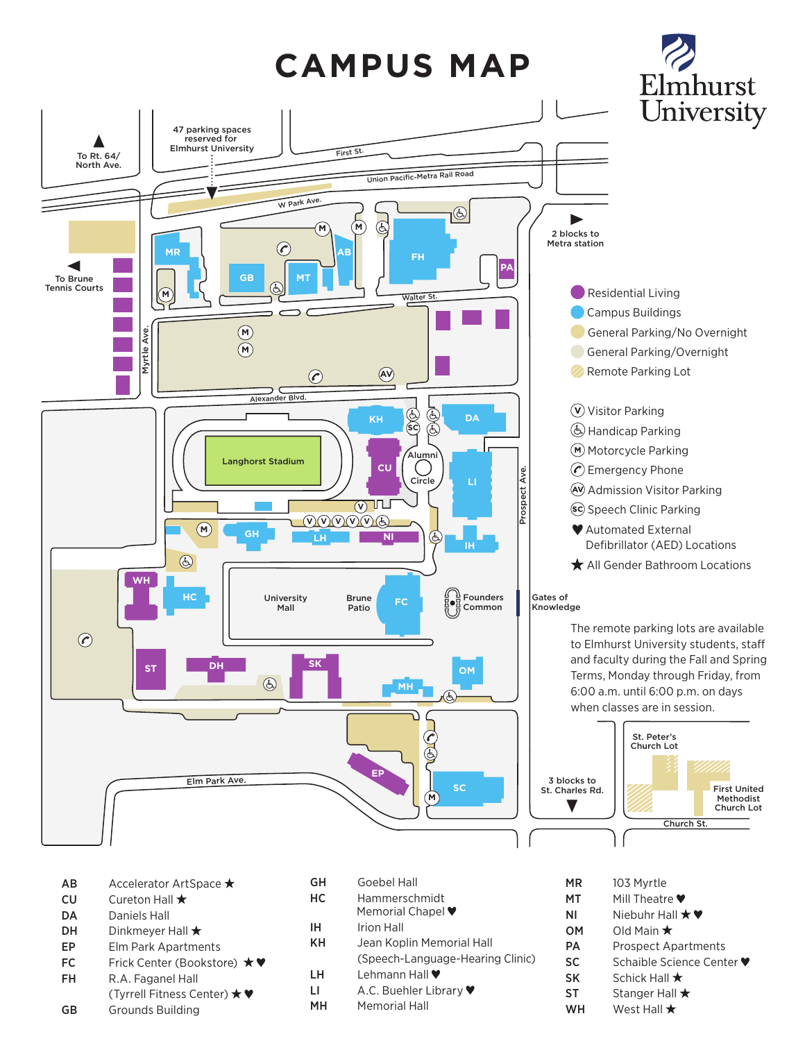# CAMPUS MAP

Elmhurst University

47 parking spaces reserved for Elmhurst University

To Rt. 64/ North Ave.

First St.

Union Pacific-Metra Rail Road

W Park Ave.

2 blocks to Metra station

To Brune Tennis Courts

Walter St.

Myrtle Ave.

Alexander Blvd.

Langhorst Stadium

Alumni Circle

Prospect Ave.

University Mall

Brune Patio

Founders Common

Gates of Knowledge

Elm Park Ave.

3 blocks to St. Charles Rd.

St. Peter's Church Lot

First United Methodist Church Lot

Church St.

- Residential Living
- Campus Buildings
- General Parking/No Overnight
- General Parking/Overnight
- Remote Parking Lot

- V Visitor Parking
- Handicap Parking
- M Motorcycle Parking
- Emergency Phone
- AV Admission Visitor Parking
- SC Speech Clinic Parking
- ♥ Automated External Defibrillator (AED) Locations
- ★ All Gender Bathroom Locations

The remote parking lots are available to Elmhurst University students, staff and faculty during the Fall and Spring Terms, Monday through Friday, from 6:00 a.m. until 6:00 p.m. on days when classes are in session.

| | |
|---|---|
| AB | Accelerator ArtSpace ★ |
| CU | Cureton Hall ★ |
| DA | Daniels Hall |
| DH | Dinkmeyer Hall ★ |
| EP | Elm Park Apartments |
| FC | Frick Center (Bookstore) ★ ♥ |
| FH | R.A. Faganel Hall (Tyrrell Fitness Center) ★ ♥ |
| GB | Grounds Building |
| GH | Goebel Hall |
| HC | Hammerschmidt Memorial Chapel ♥ |
| IH | Irion Hall |
| KH | Jean Koplin Memorial Hall (Speech-Language-Hearing Clinic) |
| LH | Lehmann Hall ♥ |
| LI | A.C. Buehler Library ♥ |
| MH | Memorial Hall |
| MR | 103 Myrtle |
| MT | Mill Theatre ♥ |
| NI | Niebuhr Hall ★ ♥ |
| OM | Old Main ★ |
| PA | Prospect Apartments |
| SC | Schaible Science Center ♥ |
| SK | Schick Hall ★ |
| ST | Stanger Hall ★ |
| WH | West Hall ★ |